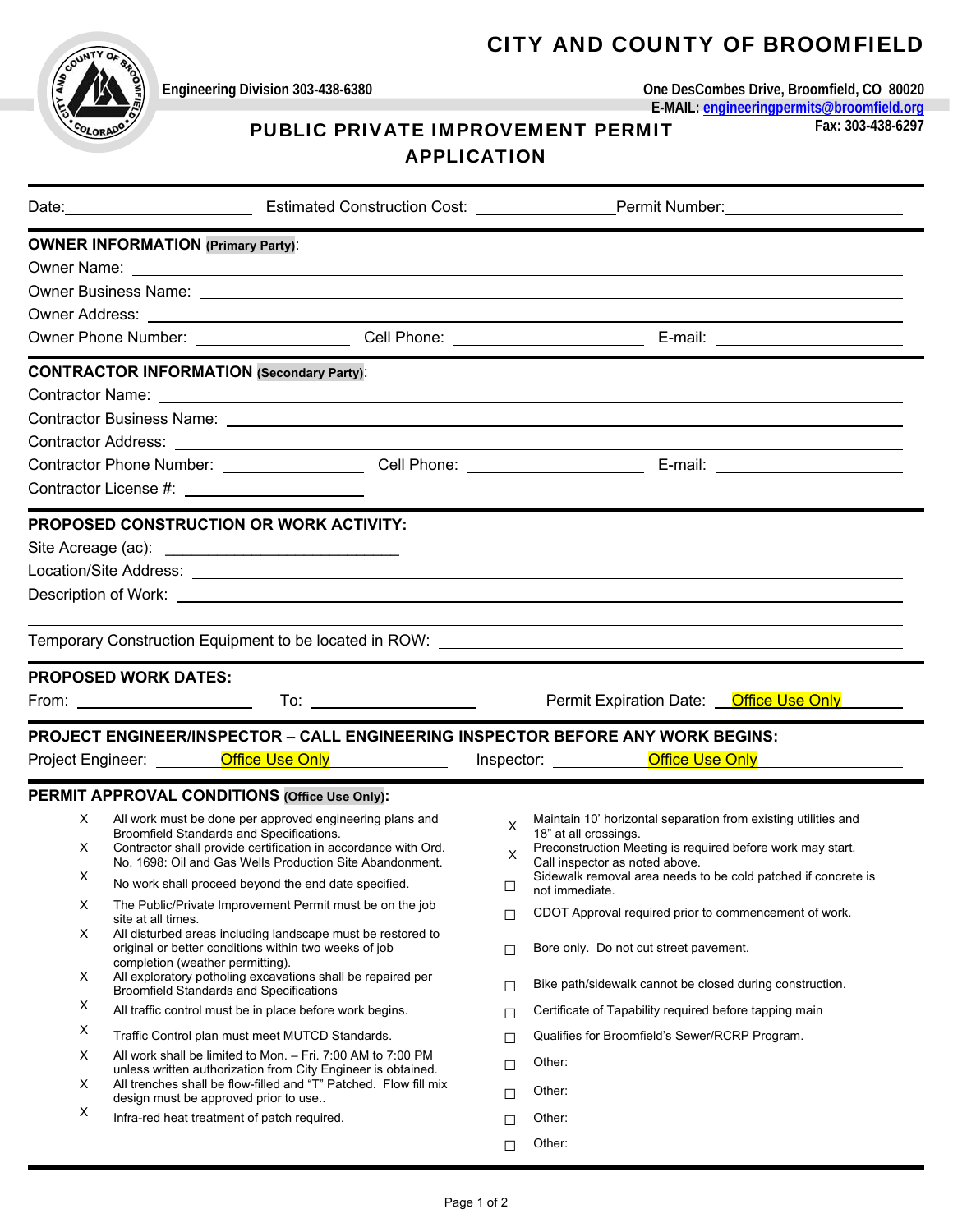# CITY AND COUNTY OF BROOMFIELD

**Engineering Division 303-438-6380**

**One DesCombes Drive, Broomfield, CO 80020**
**E-MAIL: engineeringpermits@broomfield.org**
**Fax: 303-438-6297**

## PUBLIC PRIVATE IMPROVEMENT PERMIT APPLICATION

Date: ____________________ Estimated Construction Cost: ______________ Permit Number: ____________________

### OWNER INFORMATION (Primary Party):

Owner Name: ______________________________

Owner Business Name: ______________________________

Owner Address: ______________________________

Owner Phone Number: ______________ Cell Phone: ______________ E-mail: ______________

### CONTRACTOR INFORMATION (Secondary Party):

Contractor Name: ______________________________

Contractor Business Name: ______________________________

Contractor Address: ______________________________

Contractor Phone Number: ______________ Cell Phone: ______________ E-mail: ______________

Contractor License #: ______________

### PROPOSED CONSTRUCTION OR WORK ACTIVITY:

Site Acreage (ac): ______________

Location/Site Address: ______________________________

Description of Work: ______________________________

______________________________

Temporary Construction Equipment to be located in ROW: ______________________________

### PROPOSED WORK DATES:

From: ______________ To: ______________ Permit Expiration Date: Office Use Only

### PROJECT ENGINEER/INSPECTOR – CALL ENGINEERING INSPECTOR BEFORE ANY WORK BEGINS:

Project Engineer: Office Use Only Inspector: Office Use Only

### PERMIT APPROVAL CONDITIONS (Office Use Only):

- X All work must be done per approved engineering plans and Broomfield Standards and Specifications.
- X Contractor shall provide certification in accordance with Ord. No. 1698: Oil and Gas Wells Production Site Abandonment.
- X No work shall proceed beyond the end date specified.
- X The Public/Private Improvement Permit must be on the job site at all times.
- X All disturbed areas including landscape must be restored to original or better conditions within two weeks of job completion (weather permitting).
- X All exploratory potholing excavations shall be repaired per Broomfield Standards and Specifications
- X All traffic control must be in place before work begins.
- X Traffic Control plan must meet MUTCD Standards.
- X All work shall be limited to Mon. – Fri. 7:00 AM to 7:00 PM unless written authorization from City Engineer is obtained.
- X All trenches shall be flow-filled and "T" Patched. Flow fill mix design must be approved prior to use..
- X Infra-red heat treatment of patch required.
- X Maintain 10' horizontal separation from existing utilities and 18" at all crossings.
- X Preconstruction Meeting is required before work may start. Call inspector as noted above.
- ☐ Sidewalk removal area needs to be cold patched if concrete is not immediate.
- ☐ CDOT Approval required prior to commencement of work.
- ☐ Bore only. Do not cut street pavement.
- ☐ Bike path/sidewalk cannot be closed during construction.
- ☐ Certificate of Tapability required before tapping main
- ☐ Qualifies for Broomfield's Sewer/RCRP Program.
- ☐ Other:
- ☐ Other:
- ☐ Other:
- ☐ Other: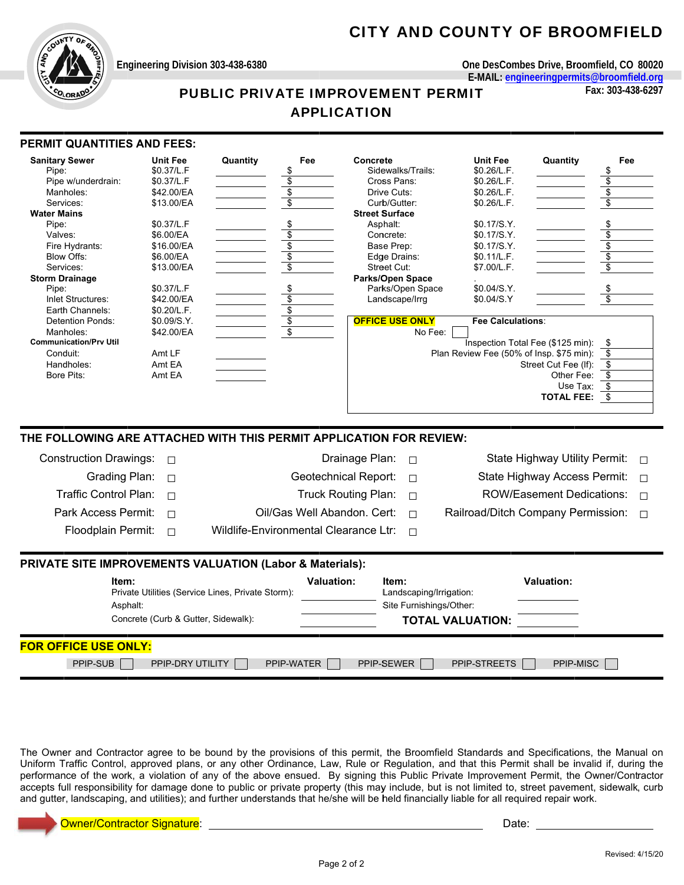# CITY AND COUNTY OF BROOMFIELD

Engineering Division 303-438-6380

One DesCombes Drive, Broomfield, CO 80020
E-MAIL: engineeringpermits@broomfield.org
Fax: 303-438-6297

## PUBLIC PRIVATE IMPROVEMENT PERMIT APPLICATION

## PERMIT QUANTITIES AND FEES:

| Sanitary Sewer | Unit Fee | Quantity | Fee |
|---|---|---|---|
| Pipe: | $0.37/L.F | | $ |
| Pipe w/underdrain: | $0.37/L.F | | $ |
| Manholes: | $42.00/EA | | $ |
| Services: | $13.00/EA | | $ |
| **Water Mains** | | | |
| Pipe: | $0.37/L.F | | $ |
| Valves: | $6.00/EA | | $ |
| Fire Hydrants: | $16.00/EA | | $ |
| Blow Offs: | $6.00/EA | | $ |
| Services: | $13.00/EA | | $ |
| **Storm Drainage** | | | |
| Pipe: | $0.37/L.F | | $ |
| Inlet Structures: | $42.00/EA | | $ |
| Earth Channels: | $0.20/L.F. | | $ |
| Detention Ponds: | $0.09/S.Y. | | $ |
| Manholes: | $42.00/EA | | $ |
| **Communication/Prv Util** | | | |
| Conduit: | Amt LF | | |
| Handholes: | Amt EA | | |
| Bore Pits: | Amt EA | | |

| Concrete | Unit Fee | Quantity | Fee |
|---|---|---|---|
| Sidewalks/Trails: | $0.26/L.F. | | $ |
| Cross Pans: | $0.26/L.F. | | $ |
| Drive Cuts: | $0.26/L.F. | | $ |
| Curb/Gutter: | $0.26/L.F. | | $ |
| **Street Surface** | | | |
| Asphalt: | $0.17/S.Y. | | $ |
| Concrete: | $0.17/S.Y. | | $ |
| Base Prep: | $0.17/S.Y. | | $ |
| Edge Drains: | $0.11/L.F. | | $ |
| Street Cut: | $7.00/L.F. | | $ |
| **Parks/Open Space** | | | |
| Parks/Open Space | $0.04/S.Y. | | $ |
| Landscape/Irrg | $0.04/S.Y | | $ |

**OFFICE USE ONLY** — **Fee Calculations**:

No Fee: ☐

| | |
|---|---|
| Inspection Total Fee ($125 min): | $ |
| Plan Review Fee (50% of Insp. $75 min): | $ |
| Street Cut Fee (lf): | $ |
| Other Fee: | $ |
| Use Tax: | $ |
| **TOTAL FEE:** | $ |

## THE FOLLOWING ARE ATTACHED WITH THIS PERMIT APPLICATION FOR REVIEW:

- Construction Drawings: ☐
- Grading Plan: ☐
- Traffic Control Plan: ☐
- Park Access Permit: ☐
- Floodplain Permit: ☐
- Drainage Plan: ☐
- Geotechnical Report: ☐
- Truck Routing Plan: ☐
- Oil/Gas Well Abandon. Cert: ☐
- Wildlife-Environmental Clearance Ltr: ☐
- State Highway Utility Permit: ☐
- State Highway Access Permit: ☐
- ROW/Easement Dedications: ☐
- Railroad/Ditch Company Permission: ☐

## PRIVATE SITE IMPROVEMENTS VALUATION (Labor & Materials):

| Item: | Valuation: | Item: | Valuation: |
|---|---|---|---|
| Private Utilities (Service Lines, Private Storm): | | Landscaping/Irrigation: | |
| Asphalt: | | Site Furnishings/Other: | |
| Concrete (Curb & Gutter, Sidewalk): | | **TOTAL VALUATION:** | |

## FOR OFFICE USE ONLY:

PPIP-SUB ☐ PPIP-DRY UTILITY ☐ PPIP-WATER ☐ PPIP-SEWER ☐ PPIP-STREETS ☐ PPIP-MISC ☐

The Owner and Contractor agree to be bound by the provisions of this permit, the Broomfield Standards and Specifications, the Manual on Uniform Traffic Control, approved plans, or any other Ordinance, Law, Rule or Regulation, and that this Permit shall be invalid if, during the performance of the work, a violation of any of the above ensued. By signing this Public Private Improvement Permit, the Owner/Contractor accepts full responsibility for damage done to public or private property (this may include, but is not limited to, street pavement, sidewalk, curb and gutter, landscaping, and utilities); and further understands that he/she will be held financially liable for all required repair work.

Owner/Contractor Signature: ______________________________ Date: ______________

Revised: 4/15/20